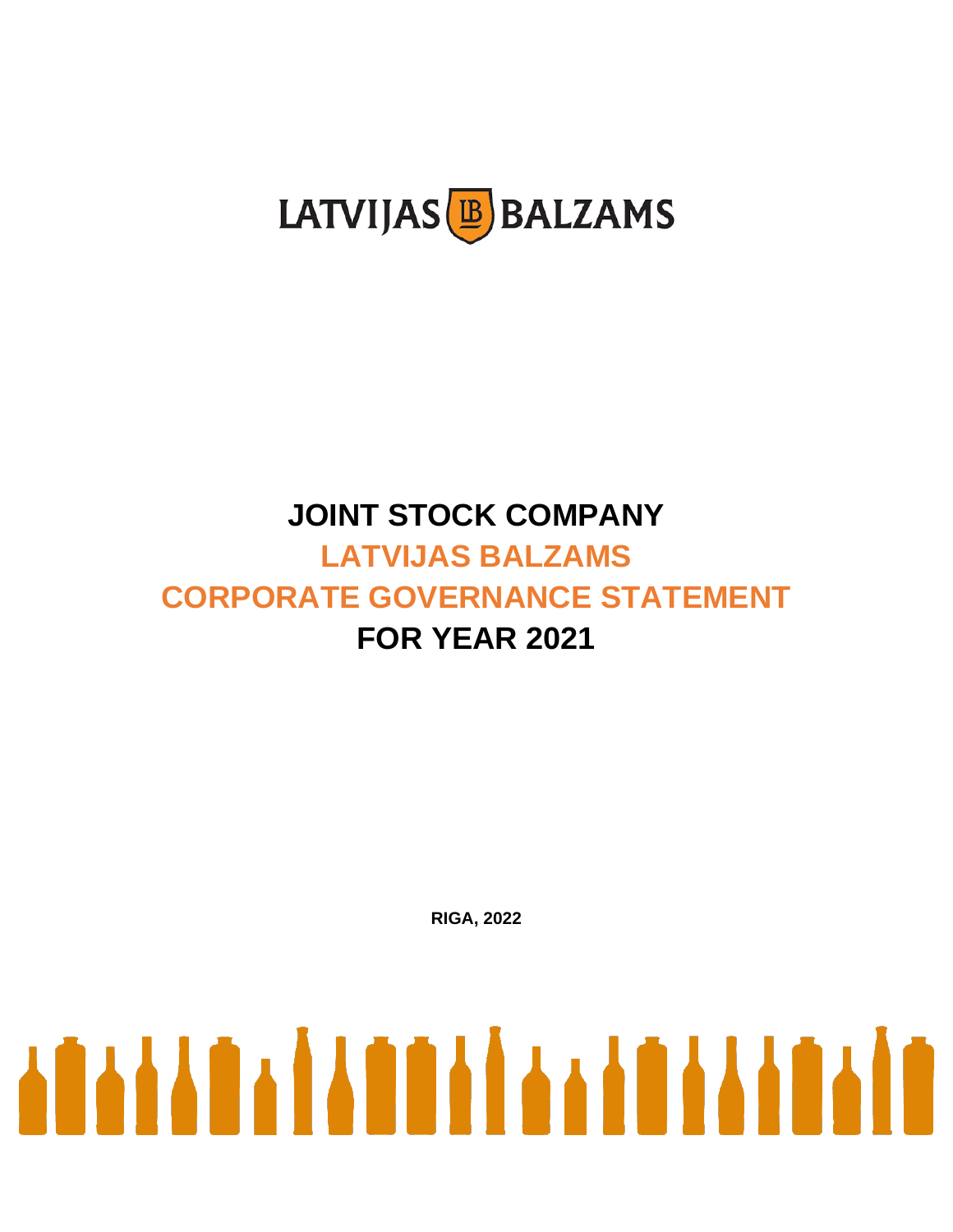LATVIJAS BALZAMS

# JOINT STOCK COMPANY
# LATVIJAS BALZAMS
# CORPORATE GOVERNANCE STATEMENT
# FOR YEAR 2021

**RIGA, 2022**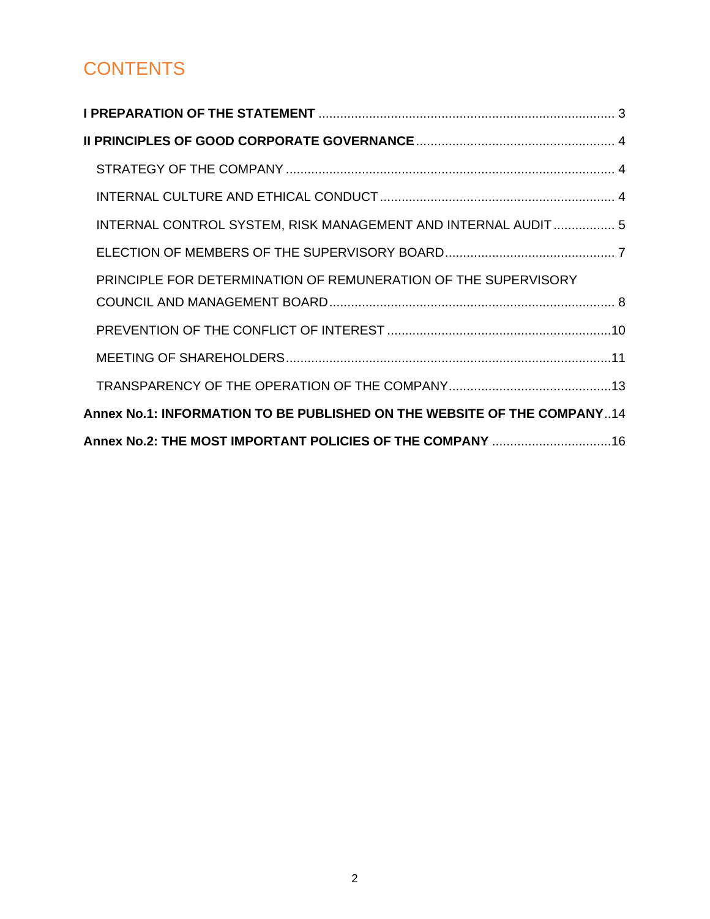# CONTENTS

**I PREPARATION OF THE STATEMENT** .... 3

**II PRINCIPLES OF GOOD CORPORATE GOVERNANCE** .... 4

- STRATEGY OF THE COMPANY .... 4
- INTERNAL CULTURE AND ETHICAL CONDUCT .... 4
- INTERNAL CONTROL SYSTEM, RISK MANAGEMENT AND INTERNAL AUDIT .... 5
- ELECTION OF MEMBERS OF THE SUPERVISORY BOARD .... 7
- PRINCIPLE FOR DETERMINATION OF REMUNERATION OF THE SUPERVISORY COUNCIL AND MANAGEMENT BOARD .... 8
- PREVENTION OF THE CONFLICT OF INTEREST .... 10
- MEETING OF SHAREHOLDERS .... 11
- TRANSPARENCY OF THE OPERATION OF THE COMPANY .... 13

**Annex No.1: INFORMATION TO BE PUBLISHED ON THE WEBSITE OF THE COMPANY** .. 14

**Annex No.2: THE MOST IMPORTANT POLICIES OF THE COMPANY** .... 16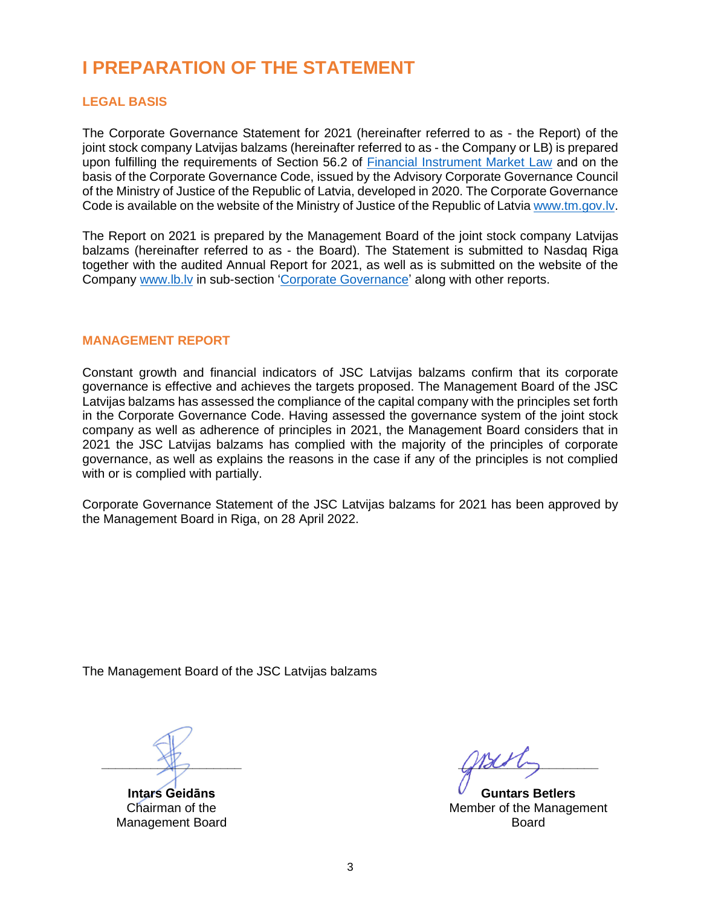# I PREPARATION OF THE STATEMENT

## LEGAL BASIS

The Corporate Governance Statement for 2021 (hereinafter referred to as - the Report) of the joint stock company Latvijas balzams (hereinafter referred to as - the Company or LB) is prepared upon fulfilling the requirements of Section 56.2 of [Financial Instrument Market Law]() and on the basis of the Corporate Governance Code, issued by the Advisory Corporate Governance Council of the Ministry of Justice of the Republic of Latvia, developed in 2020. The Corporate Governance Code is available on the website of the Ministry of Justice of the Republic of Latvia [www.tm.gov.lv]().

The Report on 2021 is prepared by the Management Board of the joint stock company Latvijas balzams (hereinafter referred to as - the Board). The Statement is submitted to Nasdaq Riga together with the audited Annual Report for 2021, as well as is submitted on the website of the Company [www.lb.lv]() in sub-section '[Corporate Governance]()' along with other reports.

## MANAGEMENT REPORT

Constant growth and financial indicators of JSC Latvijas balzams confirm that its corporate governance is effective and achieves the targets proposed. The Management Board of the JSC Latvijas balzams has assessed the compliance of the capital company with the principles set forth in the Corporate Governance Code. Having assessed the governance system of the joint stock company as well as adherence of principles in 2021, the Management Board considers that in 2021 the JSC Latvijas balzams has complied with the majority of the principles of corporate governance, as well as explains the reasons in the case if any of the principles is not complied with or is complied with partially.

Corporate Governance Statement of the JSC Latvijas balzams for 2021 has been approved by the Management Board in Riga, on 28 April 2022.

The Management Board of the JSC Latvijas balzams

| | |
|---|---|
| **Intars Geidāns**<br>Chairman of the Management Board | **Guntars Betlers**<br>Member of the Management Board |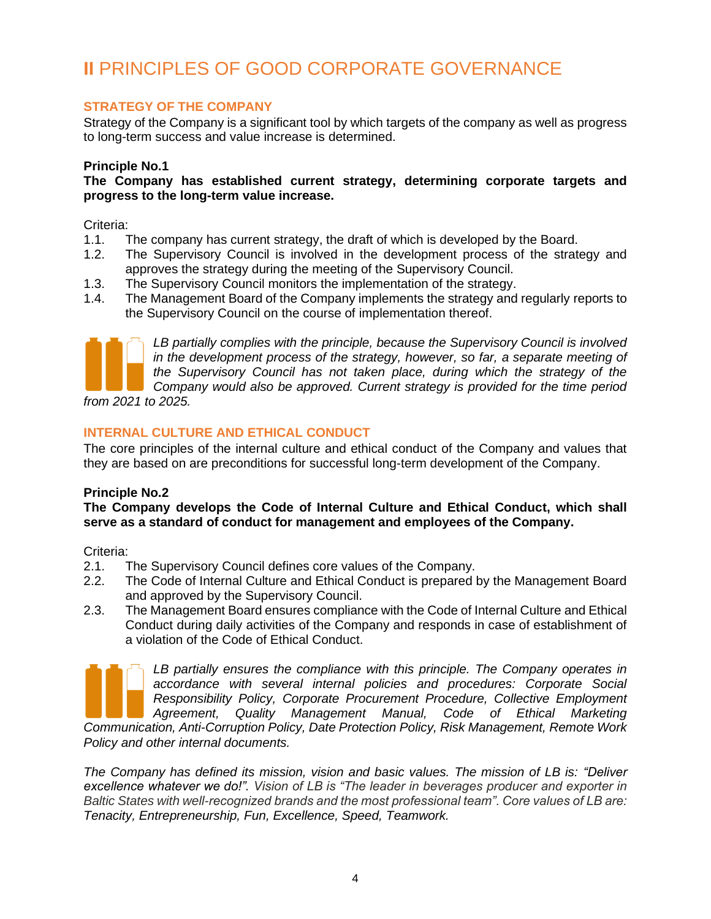# II PRINCIPLES OF GOOD CORPORATE GOVERNANCE

## STRATEGY OF THE COMPANY

Strategy of the Company is a significant tool by which targets of the company as well as progress to long-term success and value increase is determined.

**Principle No.1**

**The Company has established current strategy, determining corporate targets and progress to the long-term value increase.**

Criteria:

1.1. The company has current strategy, the draft of which is developed by the Board.
1.2. The Supervisory Council is involved in the development process of the strategy and approves the strategy during the meeting of the Supervisory Council.
1.3. The Supervisory Council monitors the implementation of the strategy.
1.4. The Management Board of the Company implements the strategy and regularly reports to the Supervisory Council on the course of implementation thereof.

*LB partially complies with the principle, because the Supervisory Council is involved in the development process of the strategy, however, so far, a separate meeting of the Supervisory Council has not taken place, during which the strategy of the Company would also be approved. Current strategy is provided for the time period from 2021 to 2025.*

## INTERNAL CULTURE AND ETHICAL CONDUCT

The core principles of the internal culture and ethical conduct of the Company and values that they are based on are preconditions for successful long-term development of the Company.

**Principle No.2**

**The Company develops the Code of Internal Culture and Ethical Conduct, which shall serve as a standard of conduct for management and employees of the Company.**

Criteria:

2.1. The Supervisory Council defines core values of the Company.
2.2. The Code of Internal Culture and Ethical Conduct is prepared by the Management Board and approved by the Supervisory Council.
2.3. The Management Board ensures compliance with the Code of Internal Culture and Ethical Conduct during daily activities of the Company and responds in case of establishment of a violation of the Code of Ethical Conduct.

*LB partially ensures the compliance with this principle. The Company operates in accordance with several internal policies and procedures: Corporate Social Responsibility Policy, Corporate Procurement Procedure, Collective Employment Agreement, Quality Management Manual, Code of Ethical Marketing Communication, Anti-Corruption Policy, Date Protection Policy, Risk Management, Remote Work Policy and other internal documents.*

*The Company has defined its mission, vision and basic values. The mission of LB is: "Deliver excellence whatever we do!". Vision of LB is "The leader in beverages producer and exporter in Baltic States with well-recognized brands and the most professional team". Core values of LB are: Tenacity, Entrepreneurship, Fun, Excellence, Speed, Teamwork.*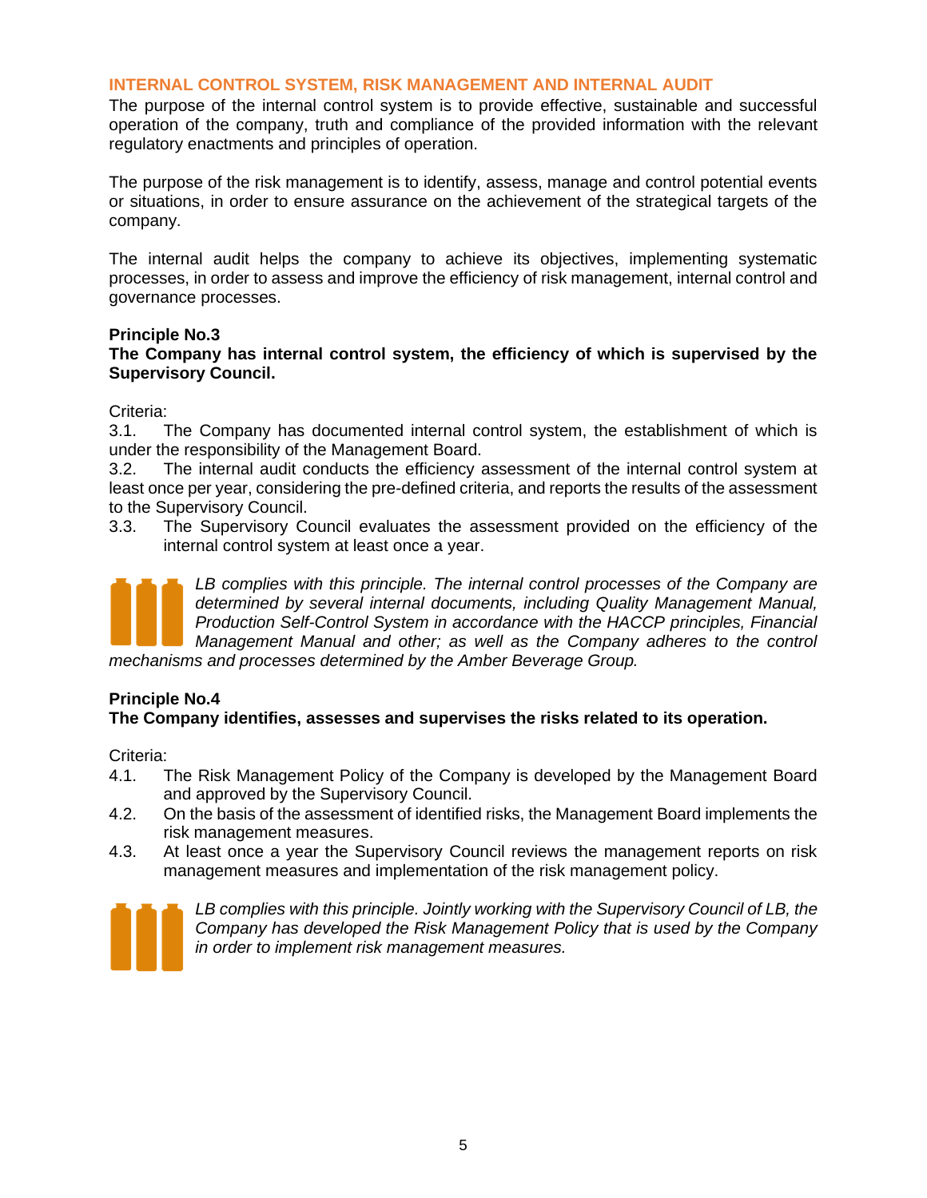## INTERNAL CONTROL SYSTEM, RISK MANAGEMENT AND INTERNAL AUDIT

The purpose of the internal control system is to provide effective, sustainable and successful operation of the company, truth and compliance of the provided information with the relevant regulatory enactments and principles of operation.

The purpose of the risk management is to identify, assess, manage and control potential events or situations, in order to ensure assurance on the achievement of the strategical targets of the company.

The internal audit helps the company to achieve its objectives, implementing systematic processes, in order to assess and improve the efficiency of risk management, internal control and governance processes.

**Principle No.3**
**The Company has internal control system, the efficiency of which is supervised by the Supervisory Council.**

Criteria:
3.1. The Company has documented internal control system, the establishment of which is under the responsibility of the Management Board.
3.2. The internal audit conducts the efficiency assessment of the internal control system at least once per year, considering the pre-defined criteria, and reports the results of the assessment to the Supervisory Council.
3.3. The Supervisory Council evaluates the assessment provided on the efficiency of the internal control system at least once a year.

*LB complies with this principle. The internal control processes of the Company are determined by several internal documents, including Quality Management Manual, Production Self-Control System in accordance with the HACCP principles, Financial Management Manual and other; as well as the Company adheres to the control mechanisms and processes determined by the Amber Beverage Group.*

**Principle No.4**
**The Company identifies, assesses and supervises the risks related to its operation.**

Criteria:
4.1. The Risk Management Policy of the Company is developed by the Management Board and approved by the Supervisory Council.
4.2. On the basis of the assessment of identified risks, the Management Board implements the risk management measures.
4.3. At least once a year the Supervisory Council reviews the management reports on risk management measures and implementation of the risk management policy.

*LB complies with this principle. Jointly working with the Supervisory Council of LB, the Company has developed the Risk Management Policy that is used by the Company in order to implement risk management measures.*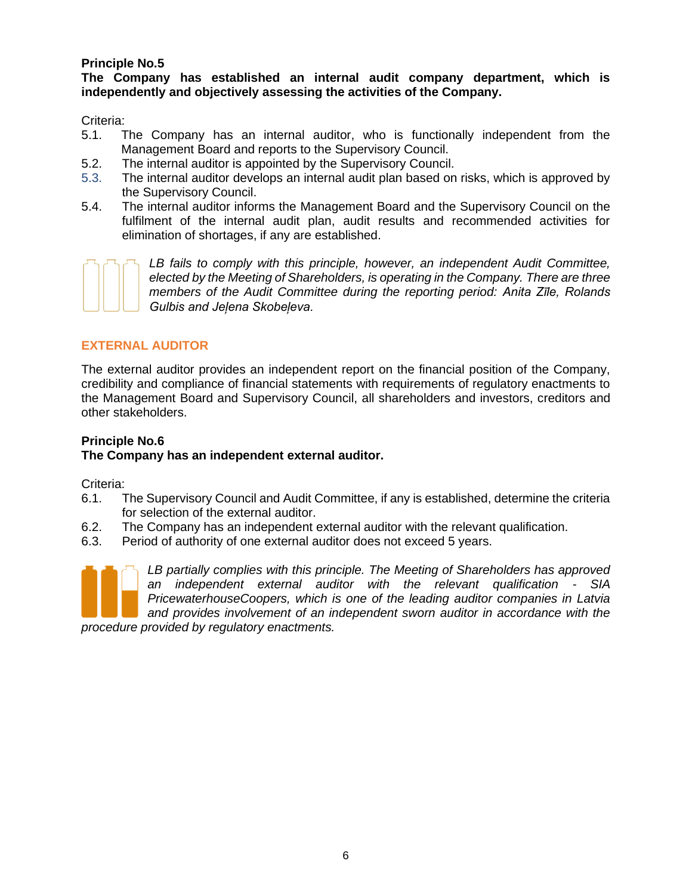**Principle No.5**
**The Company has established an internal audit company department, which is independently and objectively assessing the activities of the Company.**

Criteria:

5.1. The Company has an internal auditor, who is functionally independent from the Management Board and reports to the Supervisory Council.
5.2. The internal auditor is appointed by the Supervisory Council.
5.3. The internal auditor develops an internal audit plan based on risks, which is approved by the Supervisory Council.
5.4. The internal auditor informs the Management Board and the Supervisory Council on the fulfilment of the internal audit plan, audit results and recommended activities for elimination of shortages, if any are established.

*LB fails to comply with this principle, however, an independent Audit Committee, elected by the Meeting of Shareholders, is operating in the Company. There are three members of the Audit Committee during the reporting period: Anita Zīle, Rolands Gulbis and Jeļena Skobeļeva.*

## EXTERNAL AUDITOR

The external auditor provides an independent report on the financial position of the Company, credibility and compliance of financial statements with requirements of regulatory enactments to the Management Board and Supervisory Council, all shareholders and investors, creditors and other stakeholders.

**Principle No.6**
**The Company has an independent external auditor.**

Criteria:

6.1. The Supervisory Council and Audit Committee, if any is established, determine the criteria for selection of the external auditor.
6.2. The Company has an independent external auditor with the relevant qualification.
6.3. Period of authority of one external auditor does not exceed 5 years.

*LB partially complies with this principle. The Meeting of Shareholders has approved an independent external auditor with the relevant qualification - SIA PricewaterhouseCoopers, which is one of the leading auditor companies in Latvia and provides involvement of an independent sworn auditor in accordance with the procedure provided by regulatory enactments.*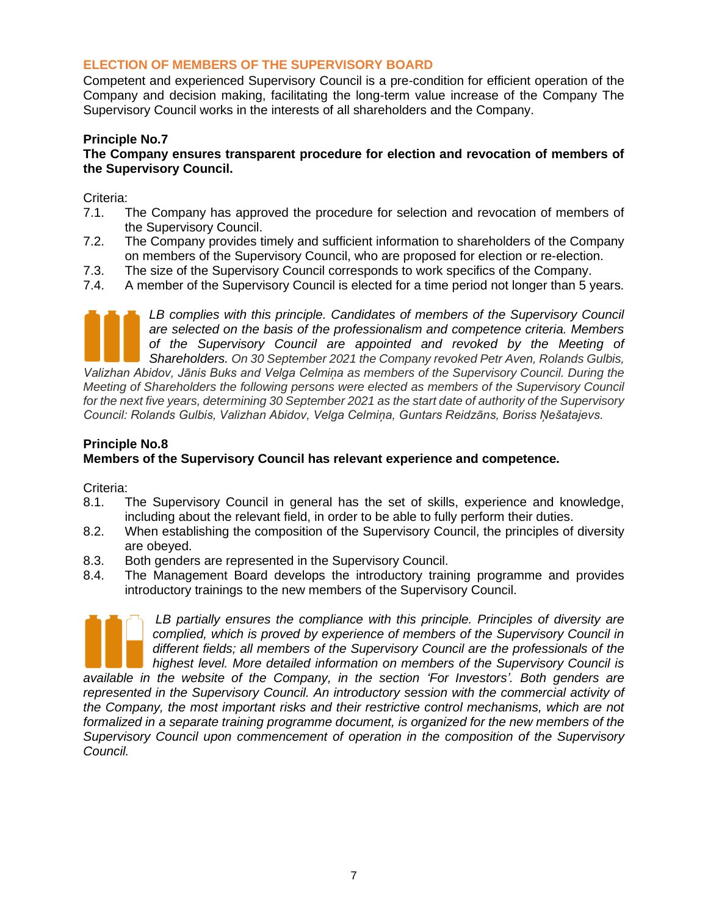## ELECTION OF MEMBERS OF THE SUPERVISORY BOARD

Competent and experienced Supervisory Council is a pre-condition for efficient operation of the Company and decision making, facilitating the long-term value increase of the Company The Supervisory Council works in the interests of all shareholders and the Company.

**Principle No.7**

**The Company ensures transparent procedure for election and revocation of members of the Supervisory Council.**

Criteria:

7.1. The Company has approved the procedure for selection and revocation of members of the Supervisory Council.

7.2. The Company provides timely and sufficient information to shareholders of the Company on members of the Supervisory Council, who are proposed for election or re-election.

7.3. The size of the Supervisory Council corresponds to work specifics of the Company.

7.4. A member of the Supervisory Council is elected for a time period not longer than 5 years.

*LB complies with this principle. Candidates of members of the Supervisory Council are selected on the basis of the professionalism and competence criteria. Members of the Supervisory Council are appointed and revoked by the Meeting of Shareholders. On 30 September 2021 the Company revoked Petr Aven, Rolands Gulbis, Valizhan Abidov, Jānis Buks and Velga Celmiņa as members of the Supervisory Council. During the Meeting of Shareholders the following persons were elected as members of the Supervisory Council for the next five years, determining 30 September 2021 as the start date of authority of the Supervisory Council: Rolands Gulbis, Valizhan Abidov, Velga Celmiņa, Guntars Reidzāns, Boriss Ņešatajevs.*

**Principle No.8**

**Members of the Supervisory Council has relevant experience and competence.**

Criteria:

8.1. The Supervisory Council in general has the set of skills, experience and knowledge, including about the relevant field, in order to be able to fully perform their duties.

8.2. When establishing the composition of the Supervisory Council, the principles of diversity are obeyed.

8.3. Both genders are represented in the Supervisory Council.

8.4. The Management Board develops the introductory training programme and provides introductory trainings to the new members of the Supervisory Council.

*LB partially ensures the compliance with this principle. Principles of diversity are complied, which is proved by experience of members of the Supervisory Council in different fields; all members of the Supervisory Council are the professionals of the highest level. More detailed information on members of the Supervisory Council is available in the website of the Company, in the section 'For Investors'. Both genders are represented in the Supervisory Council. An introductory session with the commercial activity of the Company, the most important risks and their restrictive control mechanisms, which are not formalized in a separate training programme document, is organized for the new members of the Supervisory Council upon commencement of operation in the composition of the Supervisory Council.*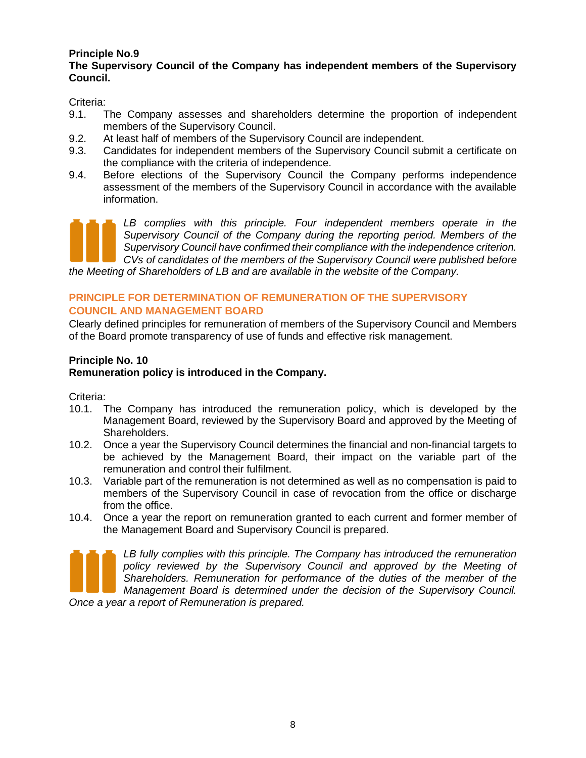**Principle No.9**
**The Supervisory Council of the Company has independent members of the Supervisory Council.**

Criteria:

9.1. The Company assesses and shareholders determine the proportion of independent members of the Supervisory Council.
9.2. At least half of members of the Supervisory Council are independent.
9.3. Candidates for independent members of the Supervisory Council submit a certificate on the compliance with the criteria of independence.
9.4. Before elections of the Supervisory Council the Company performs independence assessment of the members of the Supervisory Council in accordance with the available information.

*LB complies with this principle. Four independent members operate in the Supervisory Council of the Company during the reporting period. Members of the Supervisory Council have confirmed their compliance with the independence criterion. CVs of candidates of the members of the Supervisory Council were published before the Meeting of Shareholders of LB and are available in the website of the Company.*

## PRINCIPLE FOR DETERMINATION OF REMUNERATION OF THE SUPERVISORY COUNCIL AND MANAGEMENT BOARD

Clearly defined principles for remuneration of members of the Supervisory Council and Members of the Board promote transparency of use of funds and effective risk management.

**Principle No. 10**
**Remuneration policy is introduced in the Company.**

Criteria:

10.1. The Company has introduced the remuneration policy, which is developed by the Management Board, reviewed by the Supervisory Board and approved by the Meeting of Shareholders.
10.2. Once a year the Supervisory Council determines the financial and non-financial targets to be achieved by the Management Board, their impact on the variable part of the remuneration and control their fulfilment.
10.3. Variable part of the remuneration is not determined as well as no compensation is paid to members of the Supervisory Council in case of revocation from the office or discharge from the office.
10.4. Once a year the report on remuneration granted to each current and former member of the Management Board and Supervisory Council is prepared.

*LB fully complies with this principle. The Company has introduced the remuneration policy reviewed by the Supervisory Council and approved by the Meeting of Shareholders. Remuneration for performance of the duties of the member of the Management Board is determined under the decision of the Supervisory Council. Once a year a report of Remuneration is prepared.*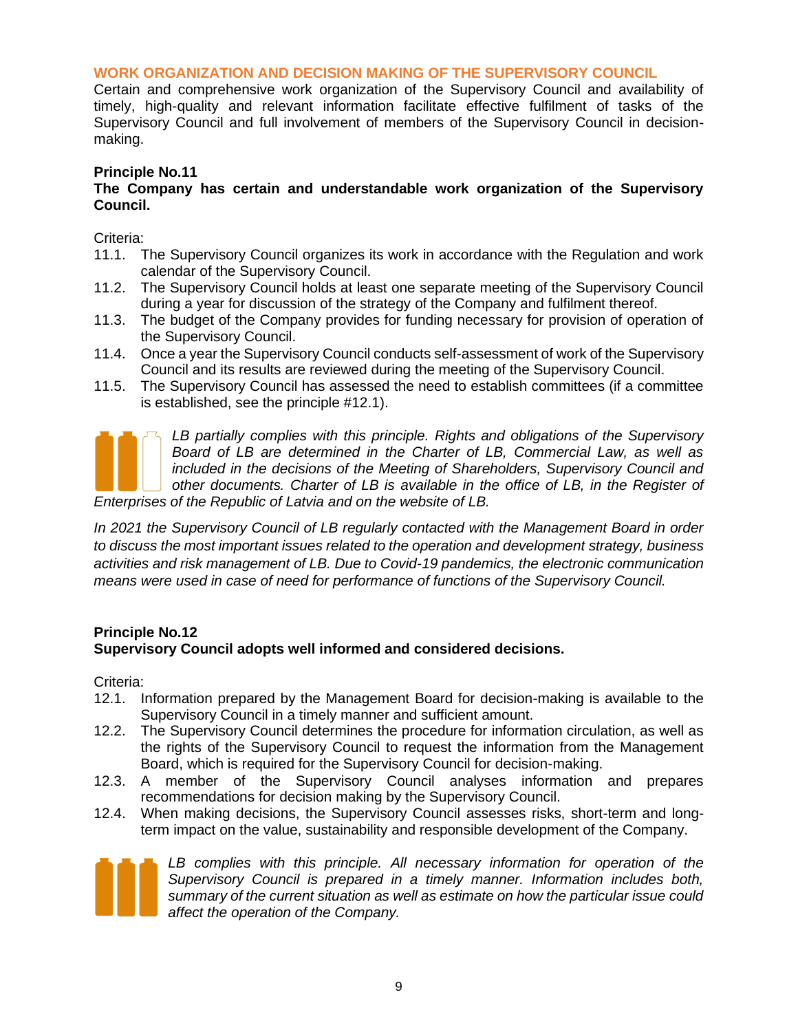## WORK ORGANIZATION AND DECISION MAKING OF THE SUPERVISORY COUNCIL

Certain and comprehensive work organization of the Supervisory Council and availability of timely, high-quality and relevant information facilitate effective fulfilment of tasks of the Supervisory Council and full involvement of members of the Supervisory Council in decision-making.

### Principle No.11

**The Company has certain and understandable work organization of the Supervisory Council.**

Criteria:

11.1. The Supervisory Council organizes its work in accordance with the Regulation and work calendar of the Supervisory Council.

11.2. The Supervisory Council holds at least one separate meeting of the Supervisory Council during a year for discussion of the strategy of the Company and fulfilment thereof.

11.3. The budget of the Company provides for funding necessary for provision of operation of the Supervisory Council.

11.4. Once a year the Supervisory Council conducts self-assessment of work of the Supervisory Council and its results are reviewed during the meeting of the Supervisory Council.

11.5. The Supervisory Council has assessed the need to establish committees (if a committee is established, see the principle #12.1).

*LB partially complies with this principle. Rights and obligations of the Supervisory Board of LB are determined in the Charter of LB, Commercial Law, as well as included in the decisions of the Meeting of Shareholders, Supervisory Council and other documents. Charter of LB is available in the office of LB, in the Register of Enterprises of the Republic of Latvia and on the website of LB.*

*In 2021 the Supervisory Council of LB regularly contacted with the Management Board in order to discuss the most important issues related to the operation and development strategy, business activities and risk management of LB. Due to Covid-19 pandemics, the electronic communication means were used in case of need for performance of functions of the Supervisory Council.*

### Principle No.12

**Supervisory Council adopts well informed and considered decisions.**

Criteria:

12.1. Information prepared by the Management Board for decision-making is available to the Supervisory Council in a timely manner and sufficient amount.

12.2. The Supervisory Council determines the procedure for information circulation, as well as the rights of the Supervisory Council to request the information from the Management Board, which is required for the Supervisory Council for decision-making.

12.3. A member of the Supervisory Council analyses information and prepares recommendations for decision making by the Supervisory Council.

12.4. When making decisions, the Supervisory Council assesses risks, short-term and long-term impact on the value, sustainability and responsible development of the Company.

*LB complies with this principle. All necessary information for operation of the Supervisory Council is prepared in a timely manner. Information includes both, summary of the current situation as well as estimate on how the particular issue could affect the operation of the Company.*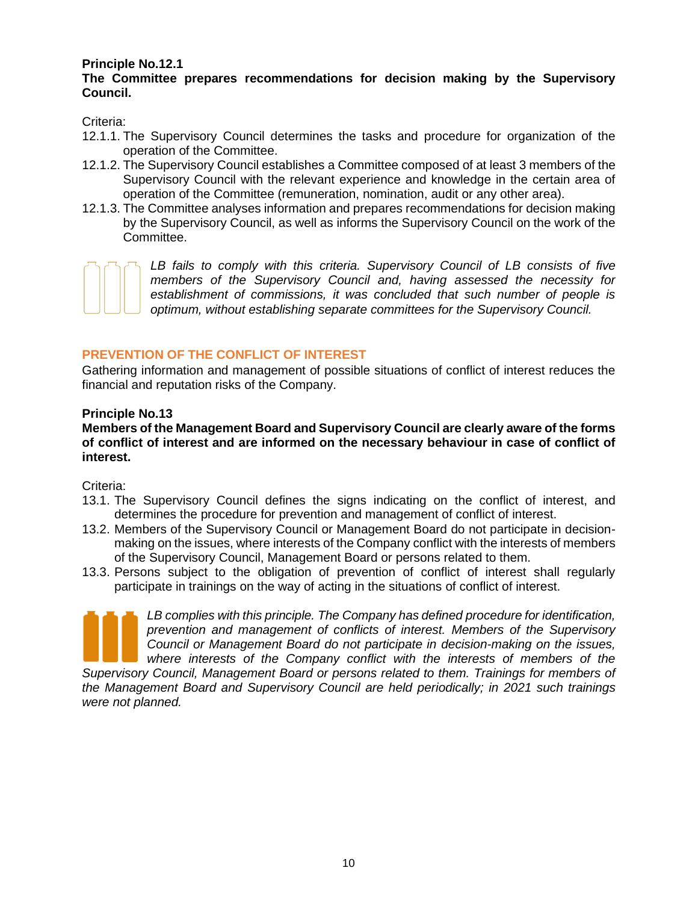**Principle No.12.1**
**The Committee prepares recommendations for decision making by the Supervisory Council.**

Criteria:

12.1.1. The Supervisory Council determines the tasks and procedure for organization of the operation of the Committee.

12.1.2. The Supervisory Council establishes a Committee composed of at least 3 members of the Supervisory Council with the relevant experience and knowledge in the certain area of operation of the Committee (remuneration, nomination, audit or any other area).

12.1.3. The Committee analyses information and prepares recommendations for decision making by the Supervisory Council, as well as informs the Supervisory Council on the work of the Committee.

*LB fails to comply with this criteria. Supervisory Council of LB consists of five members of the Supervisory Council and, having assessed the necessity for establishment of commissions, it was concluded that such number of people is optimum, without establishing separate committees for the Supervisory Council.*

## PREVENTION OF THE CONFLICT OF INTEREST

Gathering information and management of possible situations of conflict of interest reduces the financial and reputation risks of the Company.

**Principle No.13**
**Members of the Management Board and Supervisory Council are clearly aware of the forms of conflict of interest and are informed on the necessary behaviour in case of conflict of interest.**

Criteria:

13.1. The Supervisory Council defines the signs indicating on the conflict of interest, and determines the procedure for prevention and management of conflict of interest.

13.2. Members of the Supervisory Council or Management Board do not participate in decision-making on the issues, where interests of the Company conflict with the interests of members of the Supervisory Council, Management Board or persons related to them.

13.3. Persons subject to the obligation of prevention of conflict of interest shall regularly participate in trainings on the way of acting in the situations of conflict of interest.

*LB complies with this principle. The Company has defined procedure for identification, prevention and management of conflicts of interest. Members of the Supervisory Council or Management Board do not participate in decision-making on the issues, where interests of the Company conflict with the interests of members of the Supervisory Council, Management Board or persons related to them. Trainings for members of the Management Board and Supervisory Council are held periodically; in 2021 such trainings were not planned.*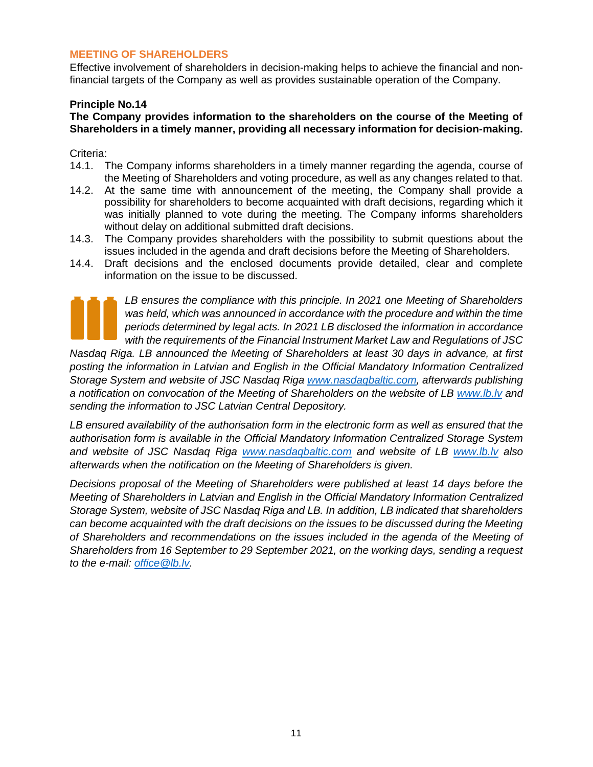## MEETING OF SHAREHOLDERS

Effective involvement of shareholders in decision-making helps to achieve the financial and non-financial targets of the Company as well as provides sustainable operation of the Company.

**Principle No.14**

**The Company provides information to the shareholders on the course of the Meeting of Shareholders in a timely manner, providing all necessary information for decision-making.**

Criteria:

14.1. The Company informs shareholders in a timely manner regarding the agenda, course of the Meeting of Shareholders and voting procedure, as well as any changes related to that.

14.2. At the same time with announcement of the meeting, the Company shall provide a possibility for shareholders to become acquainted with draft decisions, regarding which it was initially planned to vote during the meeting. The Company informs shareholders without delay on additional submitted draft decisions.

14.3. The Company provides shareholders with the possibility to submit questions about the issues included in the agenda and draft decisions before the Meeting of Shareholders.

14.4. Draft decisions and the enclosed documents provide detailed, clear and complete information on the issue to be discussed.

*LB ensures the compliance with this principle. In 2021 one Meeting of Shareholders was held, which was announced in accordance with the procedure and within the time periods determined by legal acts. In 2021 LB disclosed the information in accordance with the requirements of the Financial Instrument Market Law and Regulations of JSC Nasdaq Riga. LB announced the Meeting of Shareholders at least 30 days in advance, at first posting the information in Latvian and English in the Official Mandatory Information Centralized Storage System and website of JSC Nasdaq Riga www.nasdaqbaltic.com, afterwards publishing a notification on convocation of the Meeting of Shareholders on the website of LB www.lb.lv and sending the information to JSC Latvian Central Depository.*

*LB ensured availability of the authorisation form in the electronic form as well as ensured that the authorisation form is available in the Official Mandatory Information Centralized Storage System and website of JSC Nasdaq Riga www.nasdaqbaltic.com and website of LB www.lb.lv also afterwards when the notification on the Meeting of Shareholders is given.*

*Decisions proposal of the Meeting of Shareholders were published at least 14 days before the Meeting of Shareholders in Latvian and English in the Official Mandatory Information Centralized Storage System, website of JSC Nasdaq Riga and LB. In addition, LB indicated that shareholders can become acquainted with the draft decisions on the issues to be discussed during the Meeting of Shareholders and recommendations on the issues included in the agenda of the Meeting of Shareholders from 16 September to 29 September 2021, on the working days, sending a request to the e-mail: office@lb.lv.*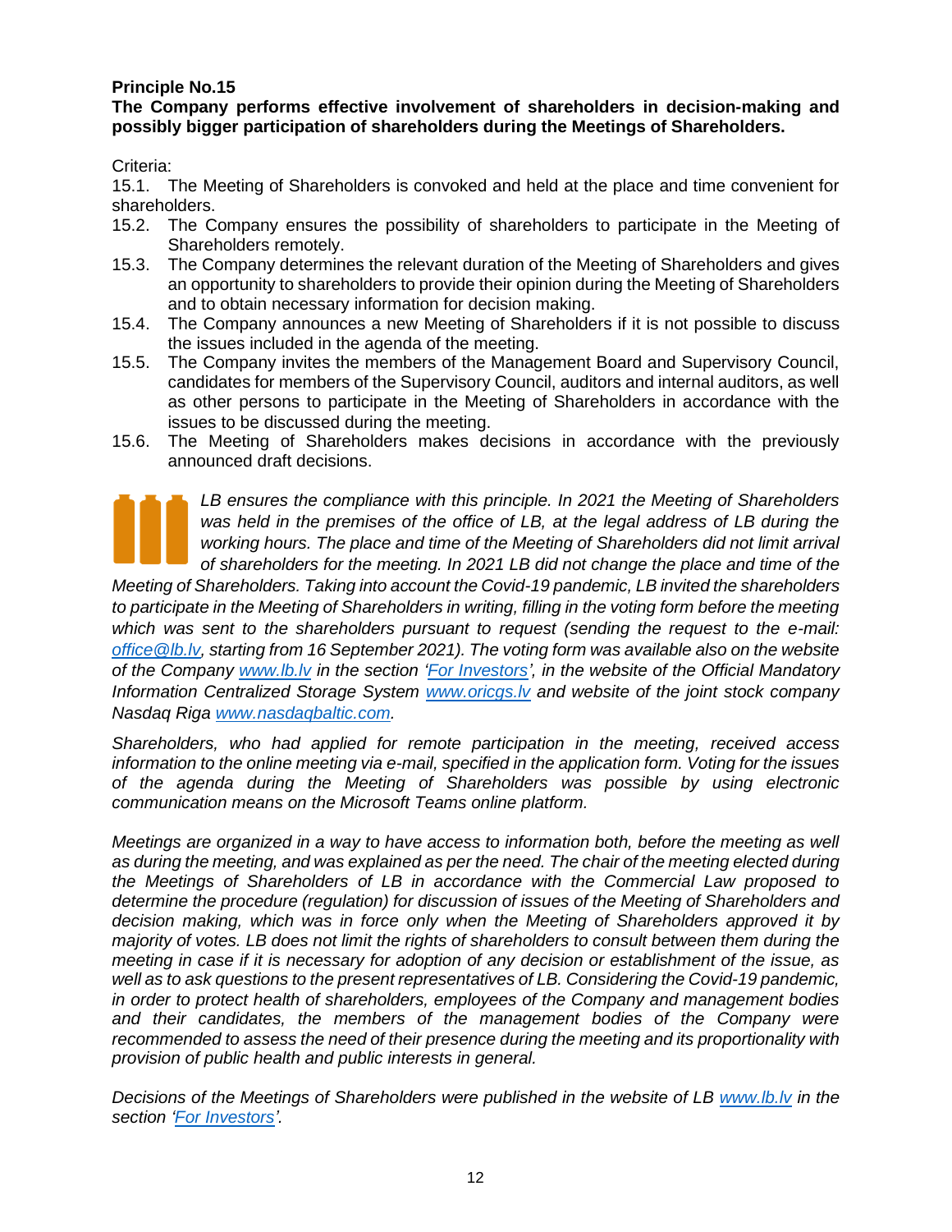**Principle No.15**

**The Company performs effective involvement of shareholders in decision-making and possibly bigger participation of shareholders during the Meetings of Shareholders.**

Criteria:

15.1. The Meeting of Shareholders is convoked and held at the place and time convenient for shareholders.

15.2. The Company ensures the possibility of shareholders to participate in the Meeting of Shareholders remotely.

15.3. The Company determines the relevant duration of the Meeting of Shareholders and gives an opportunity to shareholders to provide their opinion during the Meeting of Shareholders and to obtain necessary information for decision making.

15.4. The Company announces a new Meeting of Shareholders if it is not possible to discuss the issues included in the agenda of the meeting.

15.5. The Company invites the members of the Management Board and Supervisory Council, candidates for members of the Supervisory Council, auditors and internal auditors, as well as other persons to participate in the Meeting of Shareholders in accordance with the issues to be discussed during the meeting.

15.6. The Meeting of Shareholders makes decisions in accordance with the previously announced draft decisions.

*LB ensures the compliance with this principle. In 2021 the Meeting of Shareholders was held in the premises of the office of LB, at the legal address of LB during the working hours. The place and time of the Meeting of Shareholders did not limit arrival of shareholders for the meeting. In 2021 LB did not change the place and time of the Meeting of Shareholders. Taking into account the Covid-19 pandemic, LB invited the shareholders to participate in the Meeting of Shareholders in writing, filling in the voting form before the meeting which was sent to the shareholders pursuant to request (sending the request to the e-mail: office@lb.lv, starting from 16 September 2021). The voting form was available also on the website of the Company www.lb.lv in the section 'For Investors', in the website of the Official Mandatory Information Centralized Storage System www.oricgs.lv and website of the joint stock company Nasdaq Riga www.nasdaqbaltic.com.*

*Shareholders, who had applied for remote participation in the meeting, received access information to the online meeting via e-mail, specified in the application form. Voting for the issues of the agenda during the Meeting of Shareholders was possible by using electronic communication means on the Microsoft Teams online platform.*

*Meetings are organized in a way to have access to information both, before the meeting as well as during the meeting, and was explained as per the need. The chair of the meeting elected during the Meetings of Shareholders of LB in accordance with the Commercial Law proposed to determine the procedure (regulation) for discussion of issues of the Meeting of Shareholders and decision making, which was in force only when the Meeting of Shareholders approved it by majority of votes. LB does not limit the rights of shareholders to consult between them during the meeting in case if it is necessary for adoption of any decision or establishment of the issue, as well as to ask questions to the present representatives of LB. Considering the Covid-19 pandemic, in order to protect health of shareholders, employees of the Company and management bodies and their candidates, the members of the management bodies of the Company were recommended to assess the need of their presence during the meeting and its proportionality with provision of public health and public interests in general.*

*Decisions of the Meetings of Shareholders were published in the website of LB www.lb.lv in the section 'For Investors'.*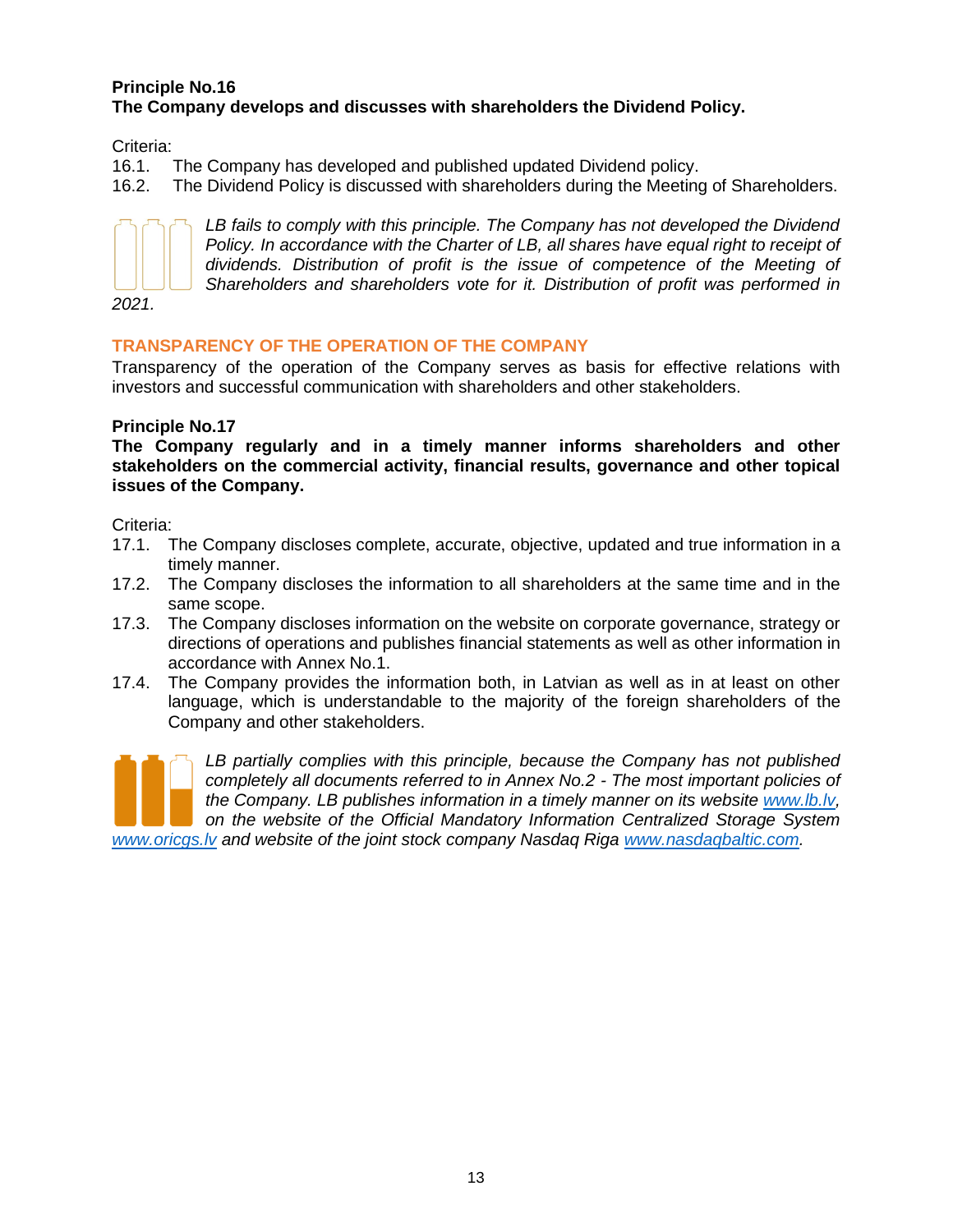**Principle No.16**
**The Company develops and discusses with shareholders the Dividend Policy.**

Criteria:

16.1. The Company has developed and published updated Dividend policy.
16.2. The Dividend Policy is discussed with shareholders during the Meeting of Shareholders.

*LB fails to comply with this principle. The Company has not developed the Dividend Policy. In accordance with the Charter of LB, all shares have equal right to receipt of dividends. Distribution of profit is the issue of competence of the Meeting of Shareholders and shareholders vote for it. Distribution of profit was performed in 2021.*

## TRANSPARENCY OF THE OPERATION OF THE COMPANY

Transparency of the operation of the Company serves as basis for effective relations with investors and successful communication with shareholders and other stakeholders.

**Principle No.17**
**The Company regularly and in a timely manner informs shareholders and other stakeholders on the commercial activity, financial results, governance and other topical issues of the Company.**

Criteria:

17.1. The Company discloses complete, accurate, objective, updated and true information in a timely manner.
17.2. The Company discloses the information to all shareholders at the same time and in the same scope.
17.3. The Company discloses information on the website on corporate governance, strategy or directions of operations and publishes financial statements as well as other information in accordance with Annex No.1.
17.4. The Company provides the information both, in Latvian as well as in at least on other language, which is understandable to the majority of the foreign shareholders of the Company and other stakeholders.

*LB partially complies with this principle, because the Company has not published completely all documents referred to in Annex No.2 - The most important policies of the Company. LB publishes information in a timely manner on its website [www.lb.lv](www.lb.lv), on the website of the Official Mandatory Information Centralized Storage System [www.oricgs.lv](www.oricgs.lv) and website of the joint stock company Nasdaq Riga [www.nasdaqbaltic.com](www.nasdaqbaltic.com).*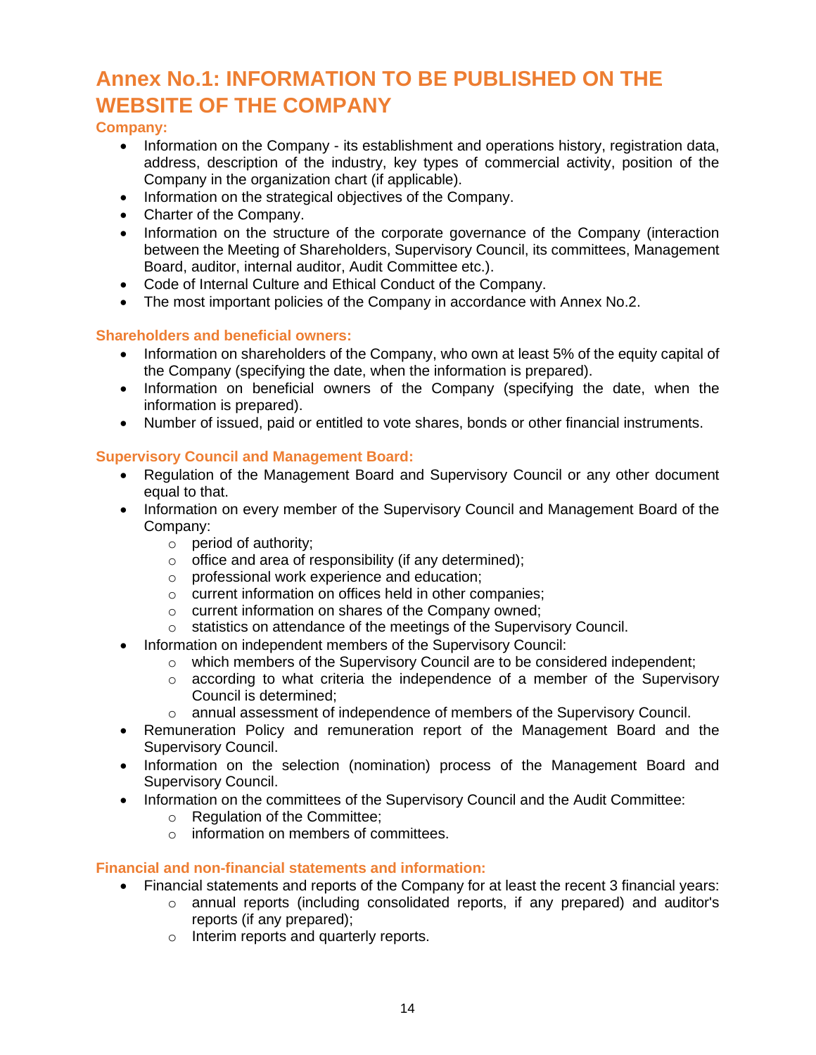# Annex No.1: INFORMATION TO BE PUBLISHED ON THE WEBSITE OF THE COMPANY

### Company:

- Information on the Company - its establishment and operations history, registration data, address, description of the industry, key types of commercial activity, position of the Company in the organization chart (if applicable).
- Information on the strategical objectives of the Company.
- Charter of the Company.
- Information on the structure of the corporate governance of the Company (interaction between the Meeting of Shareholders, Supervisory Council, its committees, Management Board, auditor, internal auditor, Audit Committee etc.).
- Code of Internal Culture and Ethical Conduct of the Company.
- The most important policies of the Company in accordance with Annex No.2.

### Shareholders and beneficial owners:

- Information on shareholders of the Company, who own at least 5% of the equity capital of the Company (specifying the date, when the information is prepared).
- Information on beneficial owners of the Company (specifying the date, when the information is prepared).
- Number of issued, paid or entitled to vote shares, bonds or other financial instruments.

### Supervisory Council and Management Board:

- Regulation of the Management Board and Supervisory Council or any other document equal to that.
- Information on every member of the Supervisory Council and Management Board of the Company:
  - period of authority;
  - office and area of responsibility (if any determined);
  - professional work experience and education;
  - current information on offices held in other companies;
  - current information on shares of the Company owned;
  - statistics on attendance of the meetings of the Supervisory Council.
- Information on independent members of the Supervisory Council:
  - which members of the Supervisory Council are to be considered independent;
  - according to what criteria the independence of a member of the Supervisory Council is determined;
  - annual assessment of independence of members of the Supervisory Council.
- Remuneration Policy and remuneration report of the Management Board and the Supervisory Council.
- Information on the selection (nomination) process of the Management Board and Supervisory Council.
- Information on the committees of the Supervisory Council and the Audit Committee:
  - Regulation of the Committee;
  - information on members of committees.

### Financial and non-financial statements and information:

- Financial statements and reports of the Company for at least the recent 3 financial years:
  - annual reports (including consolidated reports, if any prepared) and auditor's reports (if any prepared);
  - Interim reports and quarterly reports.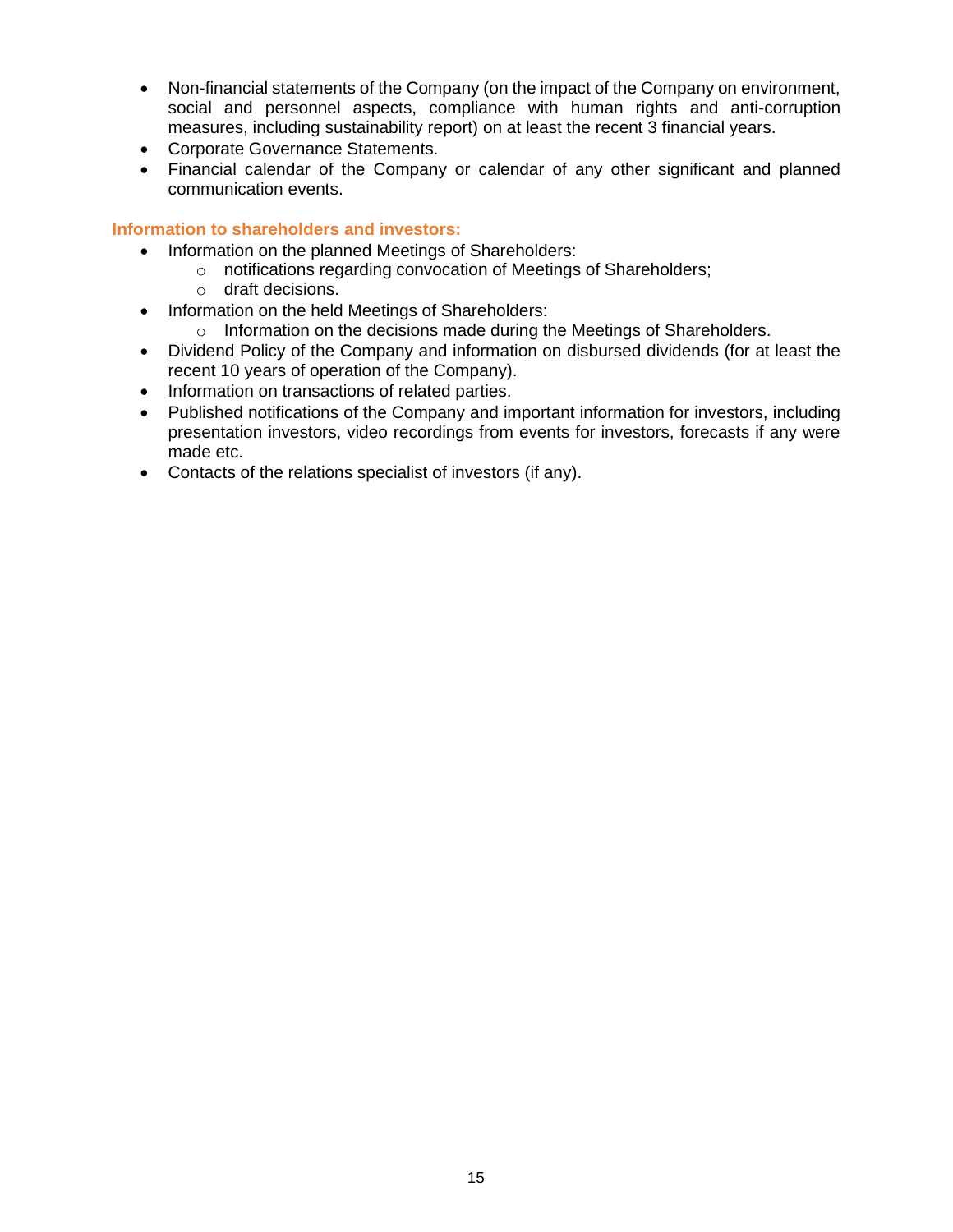- Non-financial statements of the Company (on the impact of the Company on environment, social and personnel aspects, compliance with human rights and anti-corruption measures, including sustainability report) on at least the recent 3 financial years.
- Corporate Governance Statements.
- Financial calendar of the Company or calendar of any other significant and planned communication events.

**Information to shareholders and investors:**

- Information on the planned Meetings of Shareholders:
  - notifications regarding convocation of Meetings of Shareholders;
  - draft decisions.
- Information on the held Meetings of Shareholders:
  - Information on the decisions made during the Meetings of Shareholders.
- Dividend Policy of the Company and information on disbursed dividends (for at least the recent 10 years of operation of the Company).
- Information on transactions of related parties.
- Published notifications of the Company and important information for investors, including presentation investors, video recordings from events for investors, forecasts if any were made etc.
- Contacts of the relations specialist of investors (if any).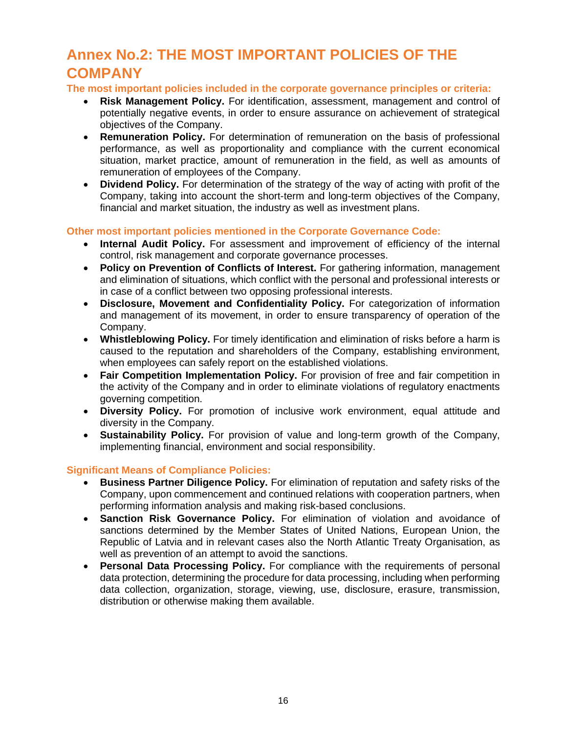# Annex No.2: THE MOST IMPORTANT POLICIES OF THE COMPANY

### The most important policies included in the corporate governance principles or criteria:

- **Risk Management Policy.** For identification, assessment, management and control of potentially negative events, in order to ensure assurance on achievement of strategical objectives of the Company.
- **Remuneration Policy.** For determination of remuneration on the basis of professional performance, as well as proportionality and compliance with the current economical situation, market practice, amount of remuneration in the field, as well as amounts of remuneration of employees of the Company.
- **Dividend Policy.** For determination of the strategy of the way of acting with profit of the Company, taking into account the short-term and long-term objectives of the Company, financial and market situation, the industry as well as investment plans.

### Other most important policies mentioned in the Corporate Governance Code:

- **Internal Audit Policy.** For assessment and improvement of efficiency of the internal control, risk management and corporate governance processes.
- **Policy on Prevention of Conflicts of Interest.** For gathering information, management and elimination of situations, which conflict with the personal and professional interests or in case of a conflict between two opposing professional interests.
- **Disclosure, Movement and Confidentiality Policy.** For categorization of information and management of its movement, in order to ensure transparency of operation of the Company.
- **Whistleblowing Policy.** For timely identification and elimination of risks before a harm is caused to the reputation and shareholders of the Company, establishing environment, when employees can safely report on the established violations.
- **Fair Competition Implementation Policy.** For provision of free and fair competition in the activity of the Company and in order to eliminate violations of regulatory enactments governing competition.
- **Diversity Policy.** For promotion of inclusive work environment, equal attitude and diversity in the Company.
- **Sustainability Policy.** For provision of value and long-term growth of the Company, implementing financial, environment and social responsibility.

### Significant Means of Compliance Policies:

- **Business Partner Diligence Policy.** For elimination of reputation and safety risks of the Company, upon commencement and continued relations with cooperation partners, when performing information analysis and making risk-based conclusions.
- **Sanction Risk Governance Policy.** For elimination of violation and avoidance of sanctions determined by the Member States of United Nations, European Union, the Republic of Latvia and in relevant cases also the North Atlantic Treaty Organisation, as well as prevention of an attempt to avoid the sanctions.
- **Personal Data Processing Policy.** For compliance with the requirements of personal data protection, determining the procedure for data processing, including when performing data collection, organization, storage, viewing, use, disclosure, erasure, transmission, distribution or otherwise making them available.